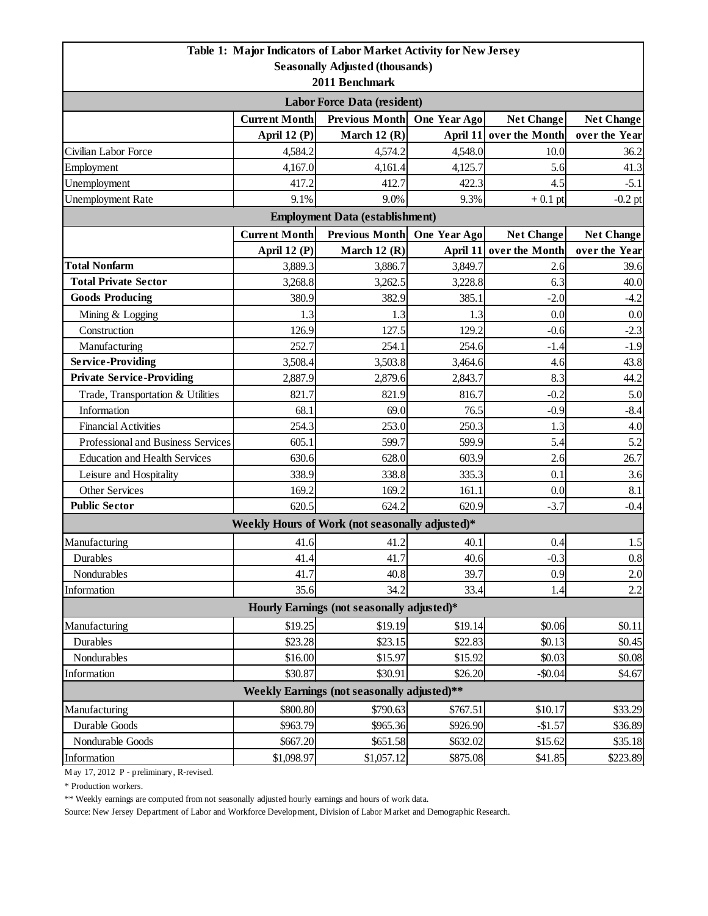# Table 1: Major Indicators of Labor Market Activity for New Jersey

**Seasonally Adjusted (thousands)**

**2011 Benchmark**

| | Current Month | Previous Month | One Year Ago | Net Change | Net Change |
|---|---|---|---|---|---|
| | April 12 (P) | March 12 (R) | April 11 | over the Month | over the Year |
| **Labor Force Data (resident)** | | | | | |
| Civilian Labor Force | 4,584.2 | 4,574.2 | 4,548.0 | 10.0 | 36.2 |
| Employment | 4,167.0 | 4,161.4 | 4,125.7 | 5.6 | 41.3 |
| Unemployment | 417.2 | 412.7 | 422.3 | 4.5 | -5.1 |
| Unemployment Rate | 9.1% | 9.0% | 9.3% | + 0.1 pt | -0.2 pt |
| **Employment Data (establishment)** | | | | | |
| **Total Nonfarm** | 3,889.3 | 3,886.7 | 3,849.7 | 2.6 | 39.6 |
| **Total Private Sector** | 3,268.8 | 3,262.5 | 3,228.8 | 6.3 | 40.0 |
| **Goods Producing** | 380.9 | 382.9 | 385.1 | -2.0 | -4.2 |
| Mining & Logging | 1.3 | 1.3 | 1.3 | 0.0 | 0.0 |
| Construction | 126.9 | 127.5 | 129.2 | -0.6 | -2.3 |
| Manufacturing | 252.7 | 254.1 | 254.6 | -1.4 | -1.9 |
| **Service-Providing** | 3,508.4 | 3,503.8 | 3,464.6 | 4.6 | 43.8 |
| **Private Service-Providing** | 2,887.9 | 2,879.6 | 2,843.7 | 8.3 | 44.2 |
| Trade, Transportation & Utilities | 821.7 | 821.9 | 816.7 | -0.2 | 5.0 |
| Information | 68.1 | 69.0 | 76.5 | -0.9 | -8.4 |
| Financial Activities | 254.3 | 253.0 | 250.3 | 1.3 | 4.0 |
| Professional and Business Services | 605.1 | 599.7 | 599.9 | 5.4 | 5.2 |
| Education and Health Services | 630.6 | 628.0 | 603.9 | 2.6 | 26.7 |
| Leisure and Hospitality | 338.9 | 338.8 | 335.3 | 0.1 | 3.6 |
| Other Services | 169.2 | 169.2 | 161.1 | 0.0 | 8.1 |
| **Public Sector** | 620.5 | 624.2 | 620.9 | -3.7 | -0.4 |
| **Weekly Hours of Work (not seasonally adjusted)*** | | | | | |
| Manufacturing | 41.6 | 41.2 | 40.1 | 0.4 | 1.5 |
| Durables | 41.4 | 41.7 | 40.6 | -0.3 | 0.8 |
| Nondurables | 41.7 | 40.8 | 39.7 | 0.9 | 2.0 |
| Information | 35.6 | 34.2 | 33.4 | 1.4 | 2.2 |
| **Hourly Earnings (not seasonally adjusted)*** | | | | | |
| Manufacturing | $19.25 | $19.19 | $19.14 | $0.06 | $0.11 |
| Durables | $23.28 | $23.15 | $22.83 | $0.13 | $0.45 |
| Nondurables | $16.00 | $15.97 | $15.92 | $0.03 | $0.08 |
| Information | $30.87 | $30.91 | $26.20 | -$0.04 | $4.67 |
| **Weekly Earnings (not seasonally adjusted)**** | | | | | |
| Manufacturing | $800.80 | $790.63 | $767.51 | $10.17 | $33.29 |
| Durable Goods | $963.79 | $965.36 | $926.90 | -$1.57 | $36.89 |
| Nondurable Goods | $667.20 | $651.58 | $632.02 | $15.62 | $35.18 |
| Information | $1,098.97 | $1,057.12 | $875.08 | $41.85 | $223.89 |

May 17, 2012 P - preliminary, R-revised.

* Production workers.

** Weekly earnings are computed from not seasonally adjusted hourly earnings and hours of work data.

Source: New Jersey Department of Labor and Workforce Development, Division of Labor Market and Demographic Research.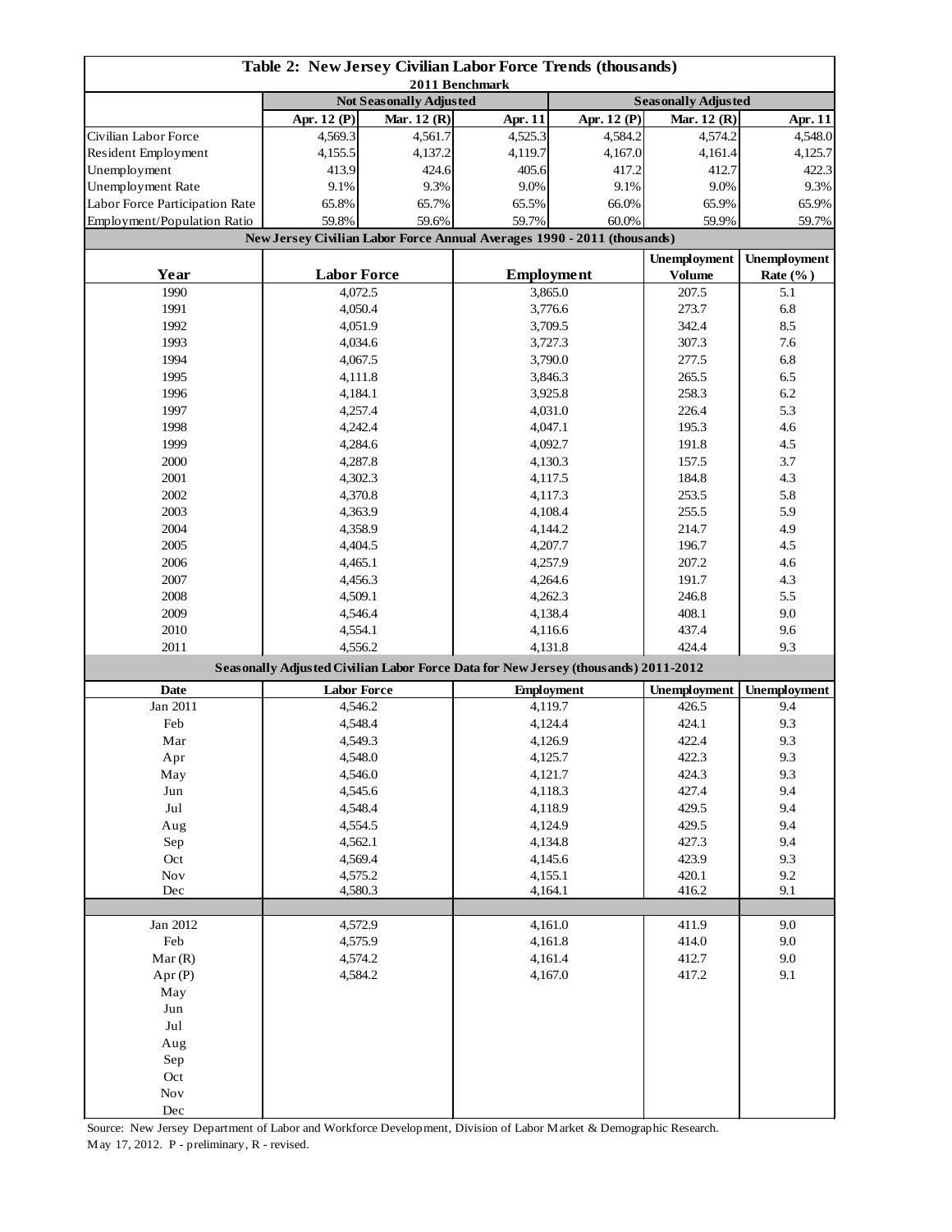# Table 2: New Jersey Civilian Labor Force Trends (thousands)

2011 Benchmark

| | Not Seasonally Adjusted | | | Seasonally Adjusted | | |
|---|---|---|---|---|---|---|
| | Apr. 12 (P) | Mar. 12 (R) | Apr. 11 | Apr. 12 (P) | Mar. 12 (R) | Apr. 11 |
| Civilian Labor Force | 4,569.3 | 4,561.7 | 4,525.3 | 4,584.2 | 4,574.2 | 4,548.0 |
| Resident Employment | 4,155.5 | 4,137.2 | 4,119.7 | 4,167.0 | 4,161.4 | 4,125.7 |
| Unemployment | 413.9 | 424.6 | 405.6 | 417.2 | 412.7 | 422.3 |
| Unemployment Rate | 9.1% | 9.3% | 9.0% | 9.1% | 9.0% | 9.3% |
| Labor Force Participation Rate | 65.8% | 65.7% | 65.5% | 66.0% | 65.9% | 65.9% |
| Employment/Population Ratio | 59.8% | 59.6% | 59.7% | 60.0% | 59.9% | 59.7% |

## New Jersey Civilian Labor Force Annual Averages 1990 - 2011 (thousands)

| Year | Labor Force | Employment | Unemployment Volume | Unemployment Rate (%) |
|---|---|---|---|---|
| 1990 | 4,072.5 | 3,865.0 | 207.5 | 5.1 |
| 1991 | 4,050.4 | 3,776.6 | 273.7 | 6.8 |
| 1992 | 4,051.9 | 3,709.5 | 342.4 | 8.5 |
| 1993 | 4,034.6 | 3,727.3 | 307.3 | 7.6 |
| 1994 | 4,067.5 | 3,790.0 | 277.5 | 6.8 |
| 1995 | 4,111.8 | 3,846.3 | 265.5 | 6.5 |
| 1996 | 4,184.1 | 3,925.8 | 258.3 | 6.2 |
| 1997 | 4,257.4 | 4,031.0 | 226.4 | 5.3 |
| 1998 | 4,242.4 | 4,047.1 | 195.3 | 4.6 |
| 1999 | 4,284.6 | 4,092.7 | 191.8 | 4.5 |
| 2000 | 4,287.8 | 4,130.3 | 157.5 | 3.7 |
| 2001 | 4,302.3 | 4,117.5 | 184.8 | 4.3 |
| 2002 | 4,370.8 | 4,117.3 | 253.5 | 5.8 |
| 2003 | 4,363.9 | 4,108.4 | 255.5 | 5.9 |
| 2004 | 4,358.9 | 4,144.2 | 214.7 | 4.9 |
| 2005 | 4,404.5 | 4,207.7 | 196.7 | 4.5 |
| 2006 | 4,465.1 | 4,257.9 | 207.2 | 4.6 |
| 2007 | 4,456.3 | 4,264.6 | 191.7 | 4.3 |
| 2008 | 4,509.1 | 4,262.3 | 246.8 | 5.5 |
| 2009 | 4,546.4 | 4,138.4 | 408.1 | 9.0 |
| 2010 | 4,554.1 | 4,116.6 | 437.4 | 9.6 |
| 2011 | 4,556.2 | 4,131.8 | 424.4 | 9.3 |

## Seasonally Adjusted Civilian Labor Force Data for New Jersey (thousands) 2011-2012

| Date | Labor Force | Employment | Unemployment | Unemployment |
|---|---|---|---|---|
| Jan 2011 | 4,546.2 | 4,119.7 | 426.5 | 9.4 |
| Feb | 4,548.4 | 4,124.4 | 424.1 | 9.3 |
| Mar | 4,549.3 | 4,126.9 | 422.4 | 9.3 |
| Apr | 4,548.0 | 4,125.7 | 422.3 | 9.3 |
| May | 4,546.0 | 4,121.7 | 424.3 | 9.3 |
| Jun | 4,545.6 | 4,118.3 | 427.4 | 9.4 |
| Jul | 4,548.4 | 4,118.9 | 429.5 | 9.4 |
| Aug | 4,554.5 | 4,124.9 | 429.5 | 9.4 |
| Sep | 4,562.1 | 4,134.8 | 427.3 | 9.4 |
| Oct | 4,569.4 | 4,145.6 | 423.9 | 9.3 |
| Nov | 4,575.2 | 4,155.1 | 420.1 | 9.2 |
| Dec | 4,580.3 | 4,164.1 | 416.2 | 9.1 |
| | | | | |
| Jan 2012 | 4,572.9 | 4,161.0 | 411.9 | 9.0 |
| Feb | 4,575.9 | 4,161.8 | 414.0 | 9.0 |
| Mar (R) | 4,574.2 | 4,161.4 | 412.7 | 9.0 |
| Apr (P) | 4,584.2 | 4,167.0 | 417.2 | 9.1 |
| May | | | | |
| Jun | | | | |
| Jul | | | | |
| Aug | | | | |
| Sep | | | | |
| Oct | | | | |
| Nov | | | | |
| Dec | | | | |

Source: New Jersey Department of Labor and Workforce Development, Division of Labor Market & Demographic Research.
May 17, 2012. P - preliminary, R - revised.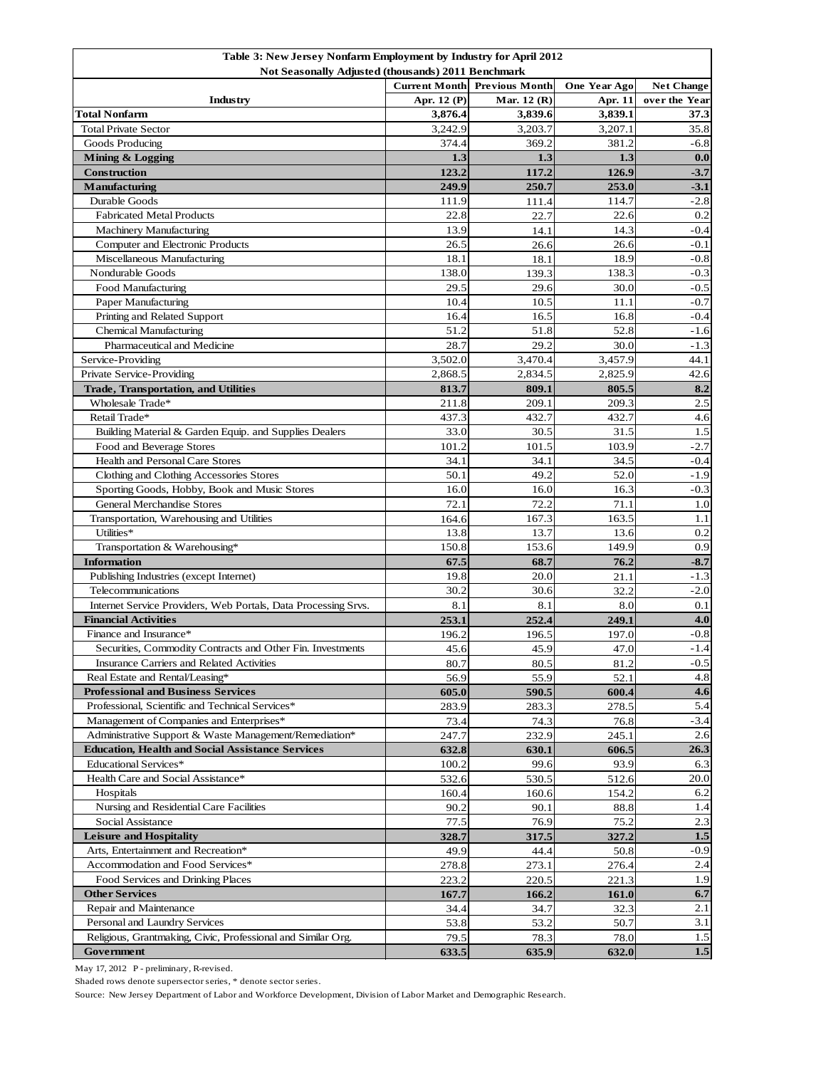**Table 3: New Jersey Nonfarm Employment by Industry for April 2012**

**Not Seasonally Adjusted (thousands) 2011 Benchmark**

| Industry | Current Month Apr. 12 (P) | Previous Month Mar. 12 (R) | One Year Ago Apr. 11 | Net Change over the Year |
|---|---|---|---|---|
| **Total Nonfarm** | **3,876.4** | **3,839.6** | **3,839.1** | **37.3** |
| Total Private Sector | 3,242.9 | 3,203.7 | 3,207.1 | 35.8 |
| Goods Producing | 374.4 | 369.2 | 381.2 | -6.8 |
| **Mining & Logging** | **1.3** | **1.3** | **1.3** | **0.0** |
| **Construction** | **123.2** | **117.2** | **126.9** | **-3.7** |
| **Manufacturing** | **249.9** | **250.7** | **253.0** | **-3.1** |
| Durable Goods | 111.9 | 111.4 | 114.7 | -2.8 |
| Fabricated Metal Products | 22.8 | 22.7 | 22.6 | 0.2 |
| Machinery Manufacturing | 13.9 | 14.1 | 14.3 | -0.4 |
| Computer and Electronic Products | 26.5 | 26.6 | 26.6 | -0.1 |
| Miscellaneous Manufacturing | 18.1 | 18.1 | 18.9 | -0.8 |
| Nondurable Goods | 138.0 | 139.3 | 138.3 | -0.3 |
| Food Manufacturing | 29.5 | 29.6 | 30.0 | -0.5 |
| Paper Manufacturing | 10.4 | 10.5 | 11.1 | -0.7 |
| Printing and Related Support | 16.4 | 16.5 | 16.8 | -0.4 |
| Chemical Manufacturing | 51.2 | 51.8 | 52.8 | -1.6 |
| Pharmaceutical and Medicine | 28.7 | 29.2 | 30.0 | -1.3 |
| Service-Providing | 3,502.0 | 3,470.4 | 3,457.9 | 44.1 |
| Private Service-Providing | 2,868.5 | 2,834.5 | 2,825.9 | 42.6 |
| **Trade, Transportation, and Utilities** | **813.7** | **809.1** | **805.5** | **8.2** |
| Wholesale Trade* | 211.8 | 209.1 | 209.3 | 2.5 |
| Retail Trade* | 437.3 | 432.7 | 432.7 | 4.6 |
| Building Material & Garden Equip. and Supplies Dealers | 33.0 | 30.5 | 31.5 | 1.5 |
| Food and Beverage Stores | 101.2 | 101.5 | 103.9 | -2.7 |
| Health and Personal Care Stores | 34.1 | 34.1 | 34.5 | -0.4 |
| Clothing and Clothing Accessories Stores | 50.1 | 49.2 | 52.0 | -1.9 |
| Sporting Goods, Hobby, Book and Music Stores | 16.0 | 16.0 | 16.3 | -0.3 |
| General Merchandise Stores | 72.1 | 72.2 | 71.1 | 1.0 |
| Transportation, Warehousing and Utilities | 164.6 | 167.3 | 163.5 | 1.1 |
| Utilities* | 13.8 | 13.7 | 13.6 | 0.2 |
| Transportation & Warehousing* | 150.8 | 153.6 | 149.9 | 0.9 |
| **Information** | **67.5** | **68.7** | **76.2** | **-8.7** |
| Publishing Industries (except Internet) | 19.8 | 20.0 | 21.1 | -1.3 |
| Telecommunications | 30.2 | 30.6 | 32.2 | -2.0 |
| Internet Service Providers, Web Portals, Data Processing Srvs. | 8.1 | 8.1 | 8.0 | 0.1 |
| **Financial Activities** | **253.1** | **252.4** | **249.1** | **4.0** |
| Finance and Insurance* | 196.2 | 196.5 | 197.0 | -0.8 |
| Securities, Commodity Contracts and Other Fin. Investments | 45.6 | 45.9 | 47.0 | -1.4 |
| Insurance Carriers and Related Activities | 80.7 | 80.5 | 81.2 | -0.5 |
| Real Estate and Rental/Leasing* | 56.9 | 55.9 | 52.1 | 4.8 |
| **Professional and Business Services** | **605.0** | **590.5** | **600.4** | **4.6** |
| Professional, Scientific and Technical Services* | 283.9 | 283.3 | 278.5 | 5.4 |
| Management of Companies and Enterprises* | 73.4 | 74.3 | 76.8 | -3.4 |
| Administrative Support & Waste Management/Remediation* | 247.7 | 232.9 | 245.1 | 2.6 |
| **Education, Health and Social Assistance Services** | **632.8** | **630.1** | **606.5** | **26.3** |
| Educational Services* | 100.2 | 99.6 | 93.9 | 6.3 |
| Health Care and Social Assistance* | 532.6 | 530.5 | 512.6 | 20.0 |
| Hospitals | 160.4 | 160.6 | 154.2 | 6.2 |
| Nursing and Residential Care Facilities | 90.2 | 90.1 | 88.8 | 1.4 |
| Social Assistance | 77.5 | 76.9 | 75.2 | 2.3 |
| **Leisure and Hospitality** | **328.7** | **317.5** | **327.2** | **1.5** |
| Arts, Entertainment and Recreation* | 49.9 | 44.4 | 50.8 | -0.9 |
| Accommodation and Food Services* | 278.8 | 273.1 | 276.4 | 2.4 |
| Food Services and Drinking Places | 223.2 | 220.5 | 221.3 | 1.9 |
| **Other Services** | **167.7** | **166.2** | **161.0** | **6.7** |
| Repair and Maintenance | 34.4 | 34.7 | 32.3 | 2.1 |
| Personal and Laundry Services | 53.8 | 53.2 | 50.7 | 3.1 |
| Religious, Grantmaking, Civic, Professional and Similar Org. | 79.5 | 78.3 | 78.0 | 1.5 |
| **Government** | **633.5** | **635.9** | **632.0** | **1.5** |

May 17, 2012 P - preliminary, R-revised.

Shaded rows denote supersector series, * denote sector series.

Source: New Jersey Department of Labor and Workforce Development, Division of Labor Market and Demographic Research.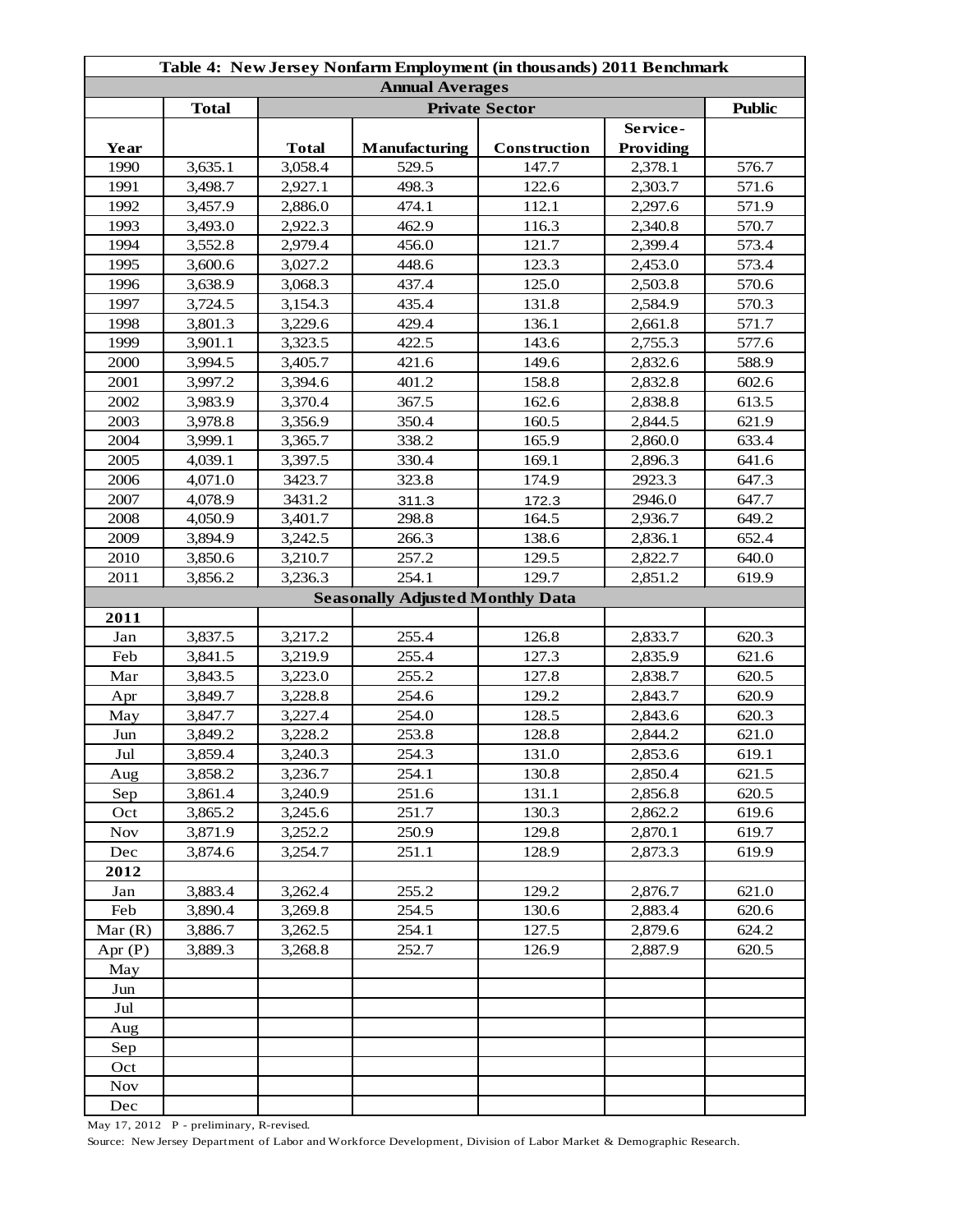| Table 4: New Jersey Nonfarm Employment (in thousands) 2011 Benchmark | | | | | | |
|---|---|---|---|---|---|---|
| **Annual Averages** | | | | | | |
| | **Total** | **Private Sector** | | | | **Public** |
| **Year** | | **Total** | **Manufacturing** | **Construction** | **Service-Providing** | |
| 1990 | 3,635.1 | 3,058.4 | 529.5 | 147.7 | 2,378.1 | 576.7 |
| 1991 | 3,498.7 | 2,927.1 | 498.3 | 122.6 | 2,303.7 | 571.6 |
| 1992 | 3,457.9 | 2,886.0 | 474.1 | 112.1 | 2,297.6 | 571.9 |
| 1993 | 3,493.0 | 2,922.3 | 462.9 | 116.3 | 2,340.8 | 570.7 |
| 1994 | 3,552.8 | 2,979.4 | 456.0 | 121.7 | 2,399.4 | 573.4 |
| 1995 | 3,600.6 | 3,027.2 | 448.6 | 123.3 | 2,453.0 | 573.4 |
| 1996 | 3,638.9 | 3,068.3 | 437.4 | 125.0 | 2,503.8 | 570.6 |
| 1997 | 3,724.5 | 3,154.3 | 435.4 | 131.8 | 2,584.9 | 570.3 |
| 1998 | 3,801.3 | 3,229.6 | 429.4 | 136.1 | 2,661.8 | 571.7 |
| 1999 | 3,901.1 | 3,323.5 | 422.5 | 143.6 | 2,755.3 | 577.6 |
| 2000 | 3,994.5 | 3,405.7 | 421.6 | 149.6 | 2,832.6 | 588.9 |
| 2001 | 3,997.2 | 3,394.6 | 401.2 | 158.8 | 2,832.8 | 602.6 |
| 2002 | 3,983.9 | 3,370.4 | 367.5 | 162.6 | 2,838.8 | 613.5 |
| 2003 | 3,978.8 | 3,356.9 | 350.4 | 160.5 | 2,844.5 | 621.9 |
| 2004 | 3,999.1 | 3,365.7 | 338.2 | 165.9 | 2,860.0 | 633.4 |
| 2005 | 4,039.1 | 3,397.5 | 330.4 | 169.1 | 2,896.3 | 641.6 |
| 2006 | 4,071.0 | 3423.7 | 323.8 | 174.9 | 2923.3 | 647.3 |
| 2007 | 4,078.9 | 3431.2 | 311.3 | 172.3 | 2946.0 | 647.7 |
| 2008 | 4,050.9 | 3,401.7 | 298.8 | 164.5 | 2,936.7 | 649.2 |
| 2009 | 3,894.9 | 3,242.5 | 266.3 | 138.6 | 2,836.1 | 652.4 |
| 2010 | 3,850.6 | 3,210.7 | 257.2 | 129.5 | 2,822.7 | 640.0 |
| 2011 | 3,856.2 | 3,236.3 | 254.1 | 129.7 | 2,851.2 | 619.9 |
| **Seasonally Adjusted Monthly Data** | | | | | | |
| **2011** | | | | | | |
| Jan | 3,837.5 | 3,217.2 | 255.4 | 126.8 | 2,833.7 | 620.3 |
| Feb | 3,841.5 | 3,219.9 | 255.4 | 127.3 | 2,835.9 | 621.6 |
| Mar | 3,843.5 | 3,223.0 | 255.2 | 127.8 | 2,838.7 | 620.5 |
| Apr | 3,849.7 | 3,228.8 | 254.6 | 129.2 | 2,843.7 | 620.9 |
| May | 3,847.7 | 3,227.4 | 254.0 | 128.5 | 2,843.6 | 620.3 |
| Jun | 3,849.2 | 3,228.2 | 253.8 | 128.8 | 2,844.2 | 621.0 |
| Jul | 3,859.4 | 3,240.3 | 254.3 | 131.0 | 2,853.6 | 619.1 |
| Aug | 3,858.2 | 3,236.7 | 254.1 | 130.8 | 2,850.4 | 621.5 |
| Sep | 3,861.4 | 3,240.9 | 251.6 | 131.1 | 2,856.8 | 620.5 |
| Oct | 3,865.2 | 3,245.6 | 251.7 | 130.3 | 2,862.2 | 619.6 |
| Nov | 3,871.9 | 3,252.2 | 250.9 | 129.8 | 2,870.1 | 619.7 |
| Dec | 3,874.6 | 3,254.7 | 251.1 | 128.9 | 2,873.3 | 619.9 |
| **2012** | | | | | | |
| Jan | 3,883.4 | 3,262.4 | 255.2 | 129.2 | 2,876.7 | 621.0 |
| Feb | 3,890.4 | 3,269.8 | 254.5 | 130.6 | 2,883.4 | 620.6 |
| Mar (R) | 3,886.7 | 3,262.5 | 254.1 | 127.5 | 2,879.6 | 624.2 |
| Apr (P) | 3,889.3 | 3,268.8 | 252.7 | 126.9 | 2,887.9 | 620.5 |
| May | | | | | | |
| Jun | | | | | | |
| Jul | | | | | | |
| Aug | | | | | | |
| Sep | | | | | | |
| Oct | | | | | | |
| Nov | | | | | | |
| Dec | | | | | | |

May 17, 2012 P - preliminary, R-revised.

Source: New Jersey Department of Labor and Workforce Development, Division of Labor Market & Demographic Research.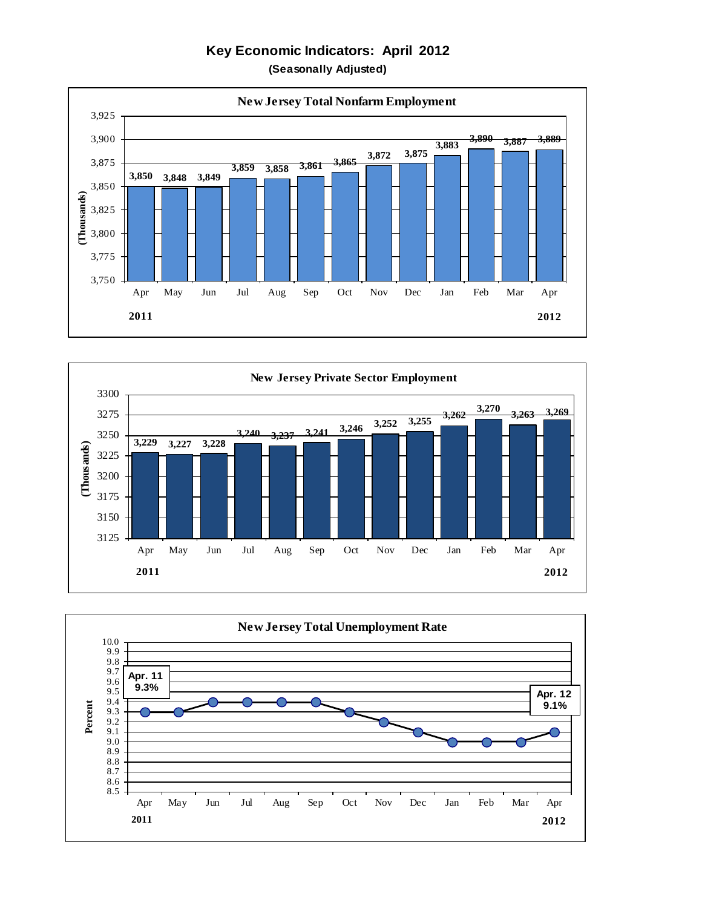# Key Economic Indicators: April 2012

**(Seasonally Adjusted)**

**New Jersey Total Nonfarm Employment**

(Thousands)

3,925
3,900
3,875
3,850
3,825
3,800
3,775
3,750

3,850 3,848 3,849 3,859 3,858 3,861 3,865 3,872 3,875 3,883 3,890 3,887 3,889

Apr May Jun Jul Aug Sep Oct Nov Dec Jan Feb Mar Apr

2011 2012

**New Jersey Private Sector Employment**

(Thousands)

3300
3275
3250
3225
3200
3175
3150
3125

3,229 3,227 3,228 3,240 3,237 3,241 3,246 3,252 3,255 3,262 3,270 3,263 3,269

Apr May Jun Jul Aug Sep Oct Nov Dec Jan Feb Mar Apr

2011 2012

**New Jersey Total Unemployment Rate**

Percent

10.0
9.9
9.8
9.7
9.6
9.5
9.4
9.3
9.2
9.1
9.0
8.9
8.8
8.7
8.6
8.5

Apr. 11
9.3%

Apr. 12
9.1%

Apr May Jun Jul Aug Sep Oct Nov Dec Jan Feb Mar Apr

2011 2012